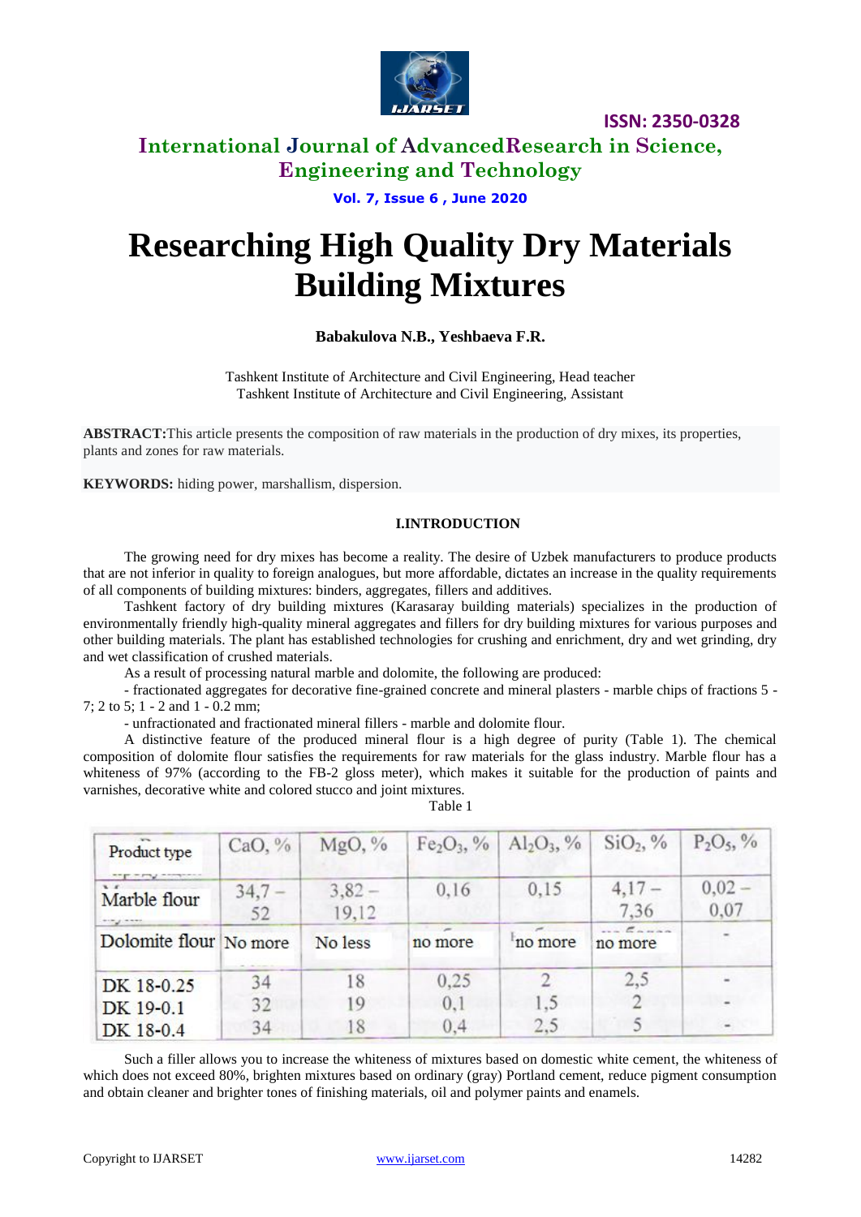# Researching High Quality Dry Materials Building Mixtures

**Babakulova N.B., Yeshbaeva F.R.**

Tashkent Institute of Architecture and Civil Engineering, Head teacher
Tashkent Institute of Architecture and Civil Engineering, Assistant

**ABSTRACT:** This article presents the composition of raw materials in the production of dry mixes, its properties, plants and zones for raw materials.

**KEYWORDS:** hiding power, marshallism, dispersion.

## I. INTRODUCTION

The growing need for dry mixes has become a reality. The desire of Uzbek manufacturers to produce products that are not inferior in quality to foreign analogues, but more affordable, dictates an increase in the quality requirements of all components of building mixtures: binders, aggregates, fillers and additives.

Tashkent factory of dry building mixtures (Karasaray building materials) specializes in the production of environmentally friendly high-quality mineral aggregates and fillers for dry building mixtures for various purposes and other building materials. The plant has established technologies for crushing and enrichment, dry and wet grinding, dry and wet classification of crushed materials.

As a result of processing natural marble and dolomite, the following are produced:

- fractionated aggregates for decorative fine-grained concrete and mineral plasters - marble chips of fractions 5 - 7; 2 to 5; 1 - 2 and 1 - 0.2 mm;
- unfractionated and fractionated mineral fillers - marble and dolomite flour.

A distinctive feature of the produced mineral flour is a high degree of purity (Table 1). The chemical composition of dolomite flour satisfies the requirements for raw materials for the glass industry. Marble flour has a whiteness of 97% (according to the FB-2 gloss meter), which makes it suitable for the production of paints and varnishes, decorative white and colored stucco and joint mixtures.

Table 1

| Product type | CaO, % | MgO, % | $Fe_2O_3$, % | $Al_2O_3$, % | $SiO_2$, % | $P_2O_5$, % |
|---|---|---|---|---|---|---|
| Marble flour | 34,7 – 52 | 3,82 – 19,12 | 0,16 | 0,15 | 4,17 – 7,36 | 0,02 – 0,07 |
| Dolomite flour | No more | No less | no more | no more | no more | - |
| DK 18-0.25 | 34 | 18 | 0,25 | 2 | 2,5 | - |
| DK 19-0.1 | 32 | 19 | 0,1 | 1,5 | 2 | - |
| DK 18-0.4 | 34 | 18 | 0,4 | 2,5 | 5 | - |

Such a filler allows you to increase the whiteness of mixtures based on domestic white cement, the whiteness of which does not exceed 80%, brighten mixtures based on ordinary (gray) Portland cement, reduce pigment consumption and obtain cleaner and brighter tones of finishing materials, oil and polymer paints and enamels.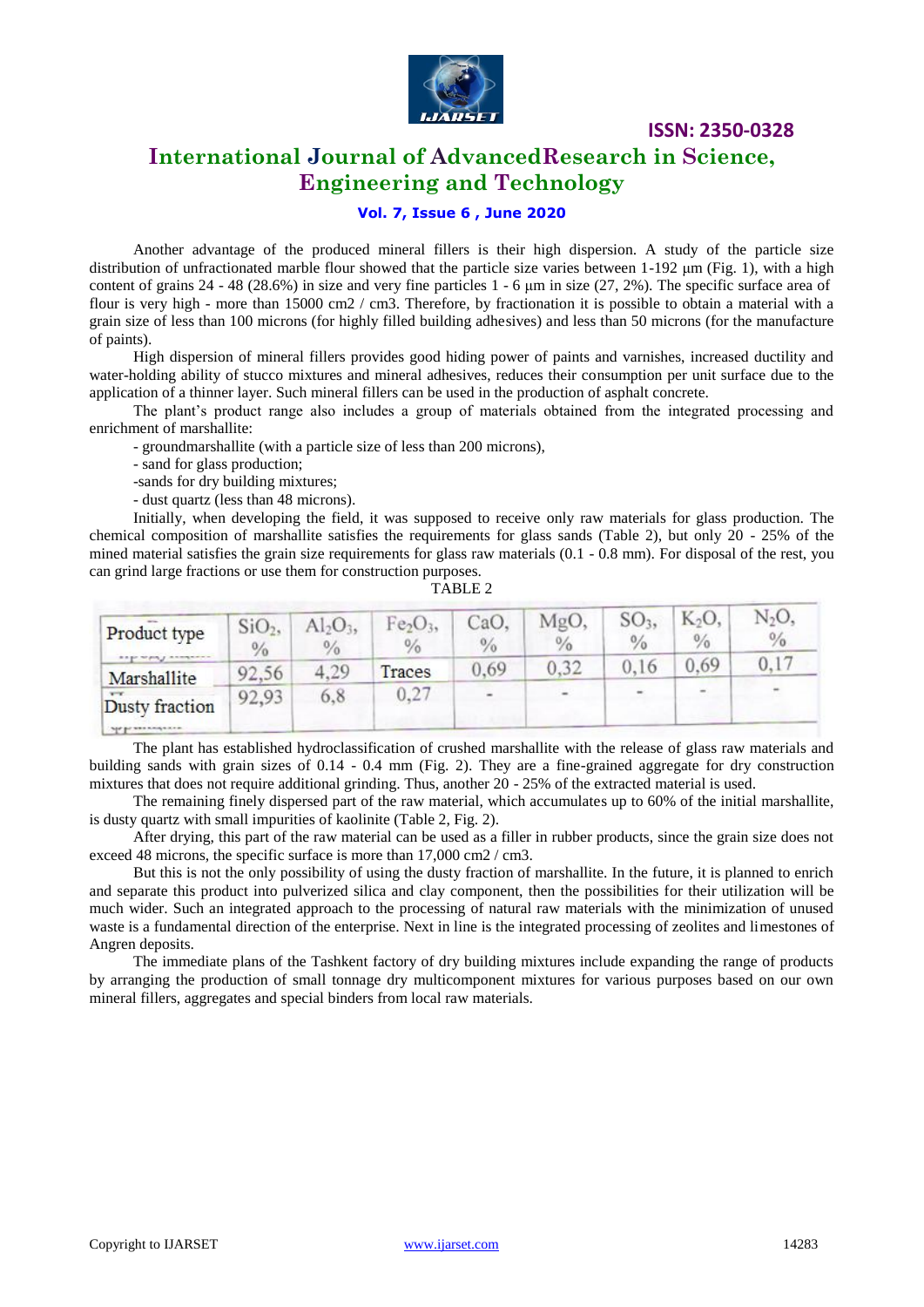Another advantage of the produced mineral fillers is their high dispersion. A study of the particle size distribution of unfractionated marble flour showed that the particle size varies between 1-192 μm (Fig. 1), with a high content of grains 24 - 48 (28.6%) in size and very fine particles 1 - 6 μm in size (27, 2%). The specific surface area of flour is very high - more than 15000 cm2 / cm3. Therefore, by fractionation it is possible to obtain a material with a grain size of less than 100 microns (for highly filled building adhesives) and less than 50 microns (for the manufacture of paints).

High dispersion of mineral fillers provides good hiding power of paints and varnishes, increased ductility and water-holding ability of stucco mixtures and mineral adhesives, reduces their consumption per unit surface due to the application of a thinner layer. Such mineral fillers can be used in the production of asphalt concrete.

The plant's product range also includes a group of materials obtained from the integrated processing and enrichment of marshallite:

- groundmarshallite (with a particle size of less than 200 microns),
- sand for glass production;
- sands for dry building mixtures;
- dust quartz (less than 48 microns).

Initially, when developing the field, it was supposed to receive only raw materials for glass production. The chemical composition of marshallite satisfies the requirements for glass sands (Table 2), but only 20 - 25% of the mined material satisfies the grain size requirements for glass raw materials (0.1 - 0.8 mm). For disposal of the rest, you can grind large fractions or use them for construction purposes.

TABLE 2

| Product type | $SiO_2$, % | $Al_2O_3$, % | $Fe_2O_3$, % | CaO, % | MgO, % | $SO_3$, % | $K_2O$, % | $N_2O$, % |
|---|---|---|---|---|---|---|---|---|
| Marshallite | 92,56 | 4,29 | Traces | 0,69 | 0,32 | 0,16 | 0,69 | 0,17 |
| Dusty fraction | 92,93 | 6,8 | 0,27 | - | - | - | - | - |

The plant has established hydroclassification of crushed marshallite with the release of glass raw materials and building sands with grain sizes of 0.14 - 0.4 mm (Fig. 2). They are a fine-grained aggregate for dry construction mixtures that does not require additional grinding. Thus, another 20 - 25% of the extracted material is used.

The remaining finely dispersed part of the raw material, which accumulates up to 60% of the initial marshallite, is dusty quartz with small impurities of kaolinite (Table 2, Fig. 2).

After drying, this part of the raw material can be used as a filler in rubber products, since the grain size does not exceed 48 microns, the specific surface is more than 17,000 cm2 / cm3.

But this is not the only possibility of using the dusty fraction of marshallite. In the future, it is planned to enrich and separate this product into pulverized silica and clay component, then the possibilities for their utilization will be much wider. Such an integrated approach to the processing of natural raw materials with the minimization of unused waste is a fundamental direction of the enterprise. Next in line is the integrated processing of zeolites and limestones of Angren deposits.

The immediate plans of the Tashkent factory of dry building mixtures include expanding the range of products by arranging the production of small tonnage dry multicomponent mixtures for various purposes based on our own mineral fillers, aggregates and special binders from local raw materials.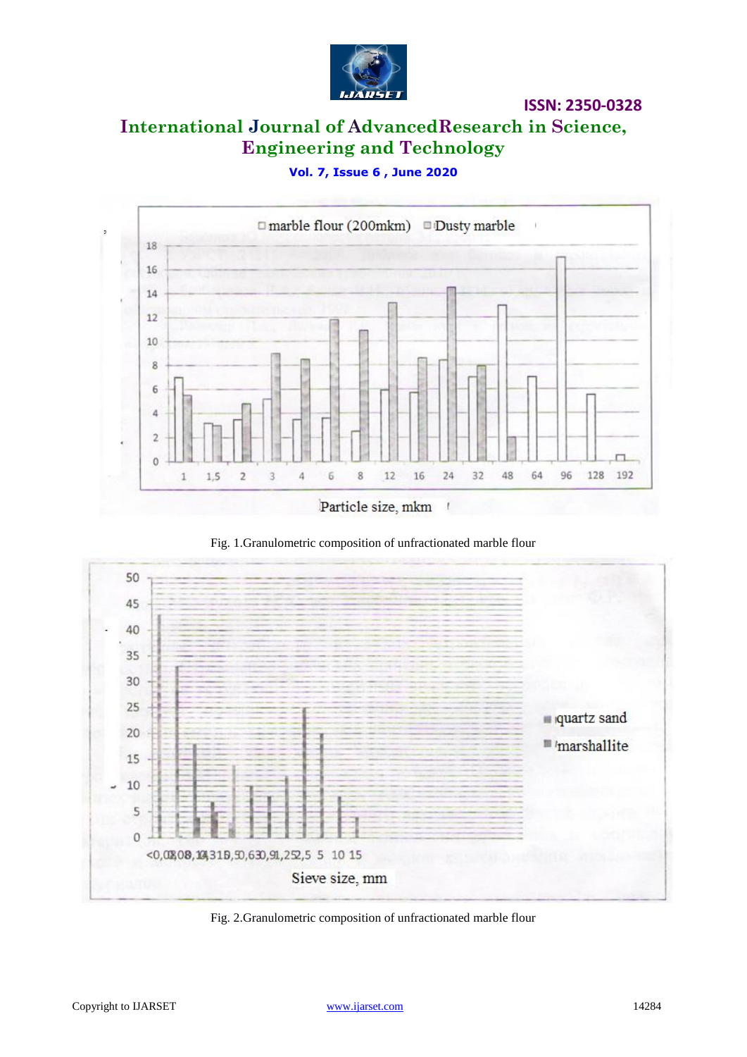Fig. 1.Granulometric composition of unfractionated marble flour

Fig. 2.Granulometric composition of unfractionated marble flour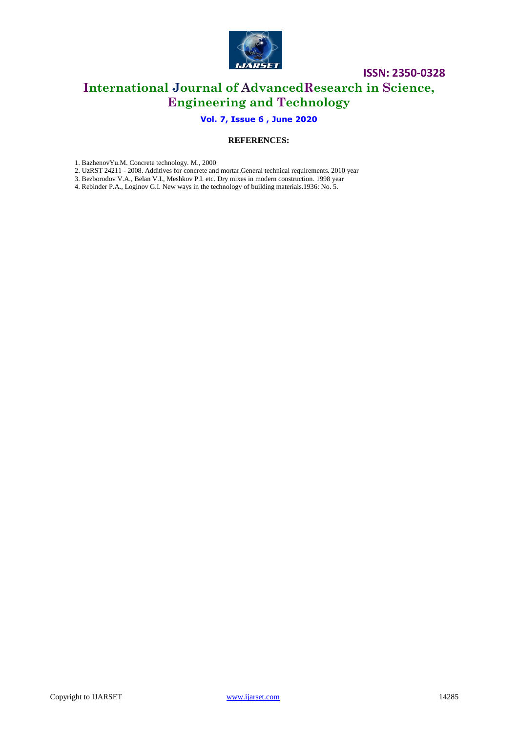**REFERENCES:**

1. BazhenovYu.M. Concrete technology. M., 2000
2. UzRST 24211 - 2008. Additives for concrete and mortar.General technical requirements. 2010 year
3. Bezborodov V.A., Belan V.I., Meshkov P.I. etc. Dry mixes in modern construction. 1998 year
4. Rebinder P.A., Loginov G.I. New ways in the technology of building materials.1936: No. 5.